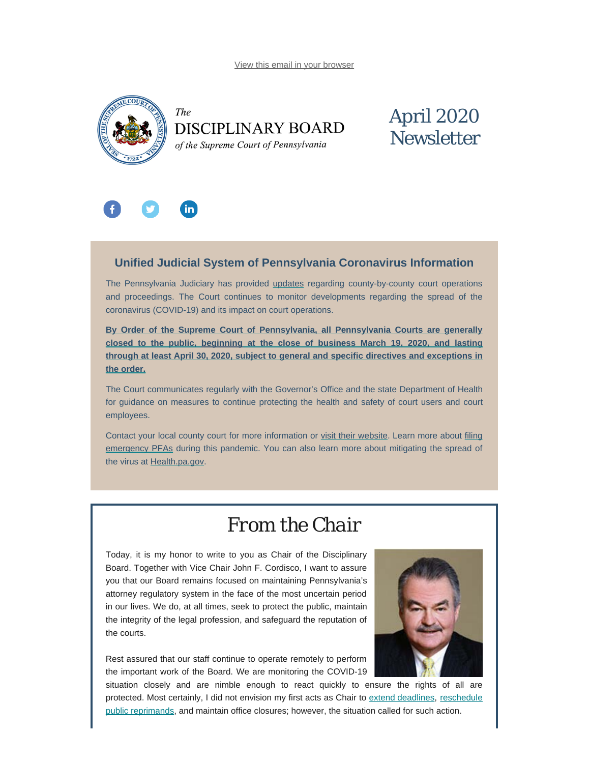View this email in your browser

The
DISCIPLINARY BOARD
*of the Supreme Court of Pennsylvania*

# April 2020 Newsletter

## Unified Judicial System of Pennsylvania Coronavirus Information

The Pennsylvania Judiciary has provided updates regarding county-by-county court operations and proceedings. The Court continues to monitor developments regarding the spread of the coronavirus (COVID-19) and its impact on court operations.

**By Order of the Supreme Court of Pennsylvania, all Pennsylvania Courts are generally closed to the public, beginning at the close of business March 19, 2020, and lasting through at least April 30, 2020, subject to general and specific directives and exceptions in the order.**

The Court communicates regularly with the Governor's Office and the state Department of Health for guidance on measures to continue protecting the health and safety of court users and court employees.

Contact your local county court for more information or visit their website. Learn more about filing emergency PFAs during this pandemic. You can also learn more about mitigating the spread of the virus at Health.pa.gov.

## From the Chair

Today, it is my honor to write to you as Chair of the Disciplinary Board. Together with Vice Chair John F. Cordisco, I want to assure you that our Board remains focused on maintaining Pennsylvania's attorney regulatory system in the face of the most uncertain period in our lives. We do, at all times, seek to protect the public, maintain the integrity of the legal profession, and safeguard the reputation of the courts.

Rest assured that our staff continue to operate remotely to perform the important work of the Board. We are monitoring the COVID-19 situation closely and are nimble enough to react quickly to ensure the rights of all are protected. Most certainly, I did not envision my first acts as Chair to extend deadlines, reschedule public reprimands, and maintain office closures; however, the situation called for such action.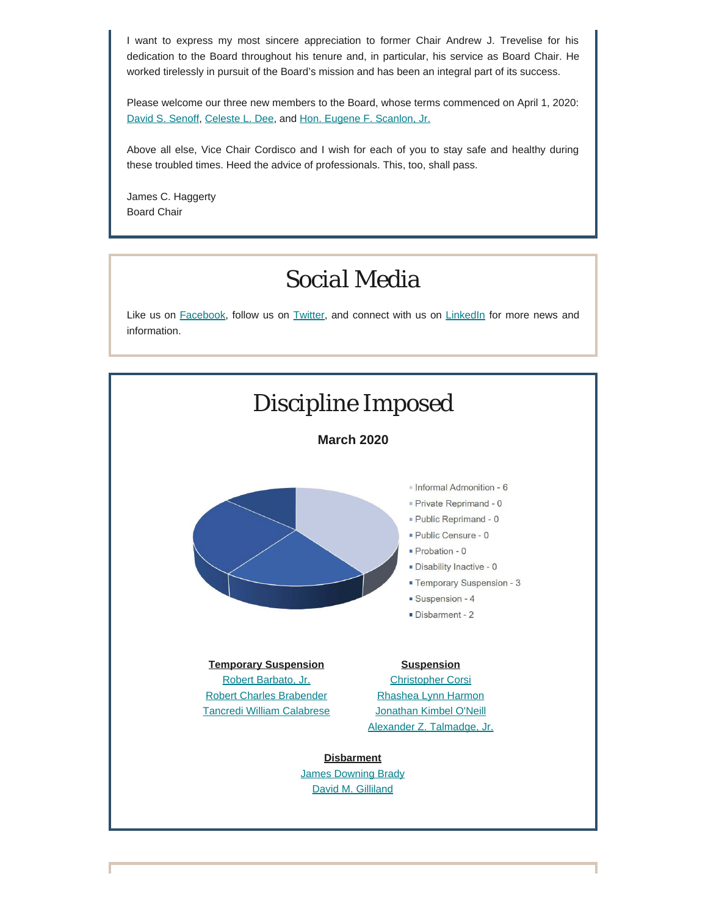I want to express my most sincere appreciation to former Chair Andrew J. Trevelise for his dedication to the Board throughout his tenure and, in particular, his service as Board Chair. He worked tirelessly in pursuit of the Board's mission and has been an integral part of its success.

Please welcome our three new members to the Board, whose terms commenced on April 1, 2020: David S. Senoff, Celeste L. Dee, and Hon. Eugene F. Scanlon, Jr.

Above all else, Vice Chair Cordisco and I wish for each of you to stay safe and healthy during these troubled times. Heed the advice of professionals. This, too, shall pass.

James C. Haggerty
Board Chair

# Social Media

Like us on Facebook, follow us on Twitter, and connect with us on LinkedIn for more news and information.

# Discipline Imposed

**March 2020**

- Informal Admonition - 6
- Private Reprimand - 0
- Public Reprimand - 0
- Public Censure - 0
- Probation - 0
- Disability Inactive - 0
- Temporary Suspension - 3
- Suspension - 4
- Disbarment - 2

**Temporary Suspension**

Robert Barbato, Jr.
Robert Charles Brabender
Tancredi William Calabrese

**Suspension**

Christopher Corsi
Rhashea Lynn Harmon
Jonathan Kimbel O'Neill
Alexander Z. Talmadge, Jr.

**Disbarment**

James Downing Brady
David M. Gilliland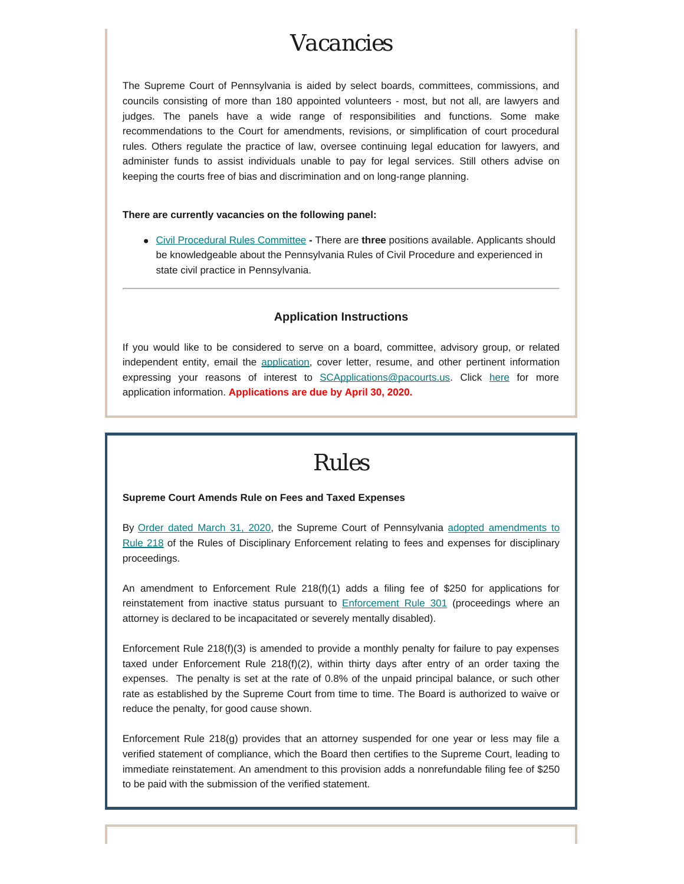# Vacancies

The Supreme Court of Pennsylvania is aided by select boards, committees, commissions, and councils consisting of more than 180 appointed volunteers - most, but not all, are lawyers and judges. The panels have a wide range of responsibilities and functions. Some make recommendations to the Court for amendments, revisions, or simplification of court procedural rules. Others regulate the practice of law, oversee continuing legal education for lawyers, and administer funds to assist individuals unable to pay for legal services. Still others advise on keeping the courts free of bias and discrimination and on long-range planning.

**There are currently vacancies on the following panel:**

- Civil Procedural Rules Committee **-** There are **three** positions available. Applicants should be knowledgeable about the Pennsylvania Rules of Civil Procedure and experienced in state civil practice in Pennsylvania.

---

### Application Instructions

If you would like to be considered to serve on a board, committee, advisory group, or related independent entity, email the application, cover letter, resume, and other pertinent information expressing your reasons of interest to SCApplications@pacourts.us. Click here for more application information. **Applications are due by April 30, 2020.**

# Rules

**Supreme Court Amends Rule on Fees and Taxed Expenses**

By Order dated March 31, 2020, the Supreme Court of Pennsylvania adopted amendments to Rule 218 of the Rules of Disciplinary Enforcement relating to fees and expenses for disciplinary proceedings.

An amendment to Enforcement Rule 218(f)(1) adds a filing fee of $250 for applications for reinstatement from inactive status pursuant to Enforcement Rule 301 (proceedings where an attorney is declared to be incapacitated or severely mentally disabled).

Enforcement Rule 218(f)(3) is amended to provide a monthly penalty for failure to pay expenses taxed under Enforcement Rule 218(f)(2), within thirty days after entry of an order taxing the expenses. The penalty is set at the rate of 0.8% of the unpaid principal balance, or such other rate as established by the Supreme Court from time to time. The Board is authorized to waive or reduce the penalty, for good cause shown.

Enforcement Rule 218(g) provides that an attorney suspended for one year or less may file a verified statement of compliance, which the Board then certifies to the Supreme Court, leading to immediate reinstatement. An amendment to this provision adds a nonrefundable filing fee of $250 to be paid with the submission of the verified statement.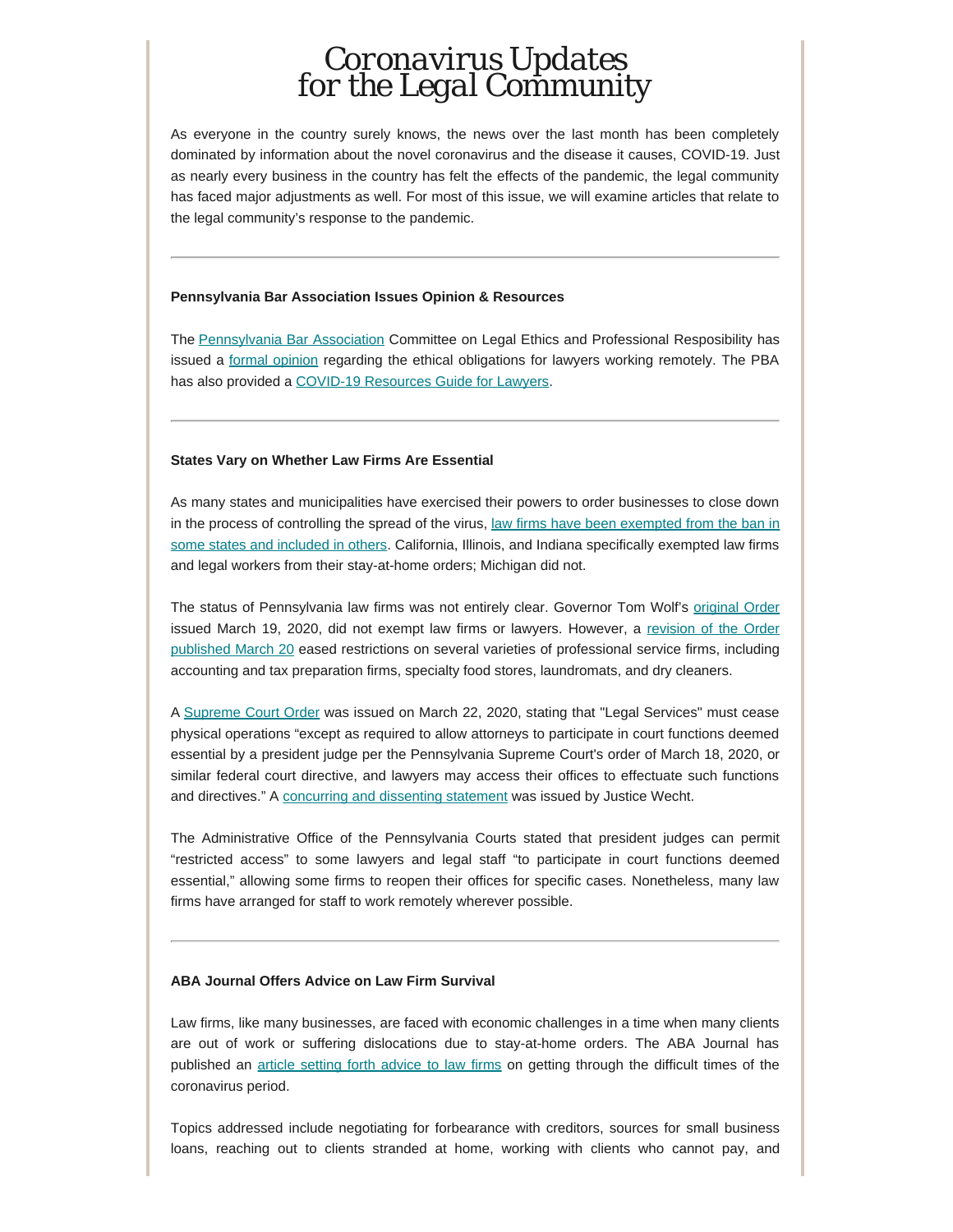# Coronavirus Updates for the Legal Community

As everyone in the country surely knows, the news over the last month has been completely dominated by information about the novel coronavirus and the disease it causes, COVID-19. Just as nearly every business in the country has felt the effects of the pandemic, the legal community has faced major adjustments as well. For most of this issue, we will examine articles that relate to the legal community's response to the pandemic.

---

**Pennsylvania Bar Association Issues Opinion & Resources**

The Pennsylvania Bar Association Committee on Legal Ethics and Professional Resposibility has issued a formal opinion regarding the ethical obligations for lawyers working remotely. The PBA has also provided a COVID-19 Resources Guide for Lawyers.

---

**States Vary on Whether Law Firms Are Essential**

As many states and municipalities have exercised their powers to order businesses to close down in the process of controlling the spread of the virus, law firms have been exempted from the ban in some states and included in others. California, Illinois, and Indiana specifically exempted law firms and legal workers from their stay-at-home orders; Michigan did not.

The status of Pennsylvania law firms was not entirely clear. Governor Tom Wolf's original Order issued March 19, 2020, did not exempt law firms or lawyers. However, a revision of the Order published March 20 eased restrictions on several varieties of professional service firms, including accounting and tax preparation firms, specialty food stores, laundromats, and dry cleaners.

A Supreme Court Order was issued on March 22, 2020, stating that "Legal Services" must cease physical operations "except as required to allow attorneys to participate in court functions deemed essential by a president judge per the Pennsylvania Supreme Court's order of March 18, 2020, or similar federal court directive, and lawyers may access their offices to effectuate such functions and directives." A concurring and dissenting statement was issued by Justice Wecht.

The Administrative Office of the Pennsylvania Courts stated that president judges can permit "restricted access" to some lawyers and legal staff "to participate in court functions deemed essential," allowing some firms to reopen their offices for specific cases. Nonetheless, many law firms have arranged for staff to work remotely wherever possible.

---

**ABA Journal Offers Advice on Law Firm Survival**

Law firms, like many businesses, are faced with economic challenges in a time when many clients are out of work or suffering dislocations due to stay-at-home orders. The ABA Journal has published an article setting forth advice to law firms on getting through the difficult times of the coronavirus period.

Topics addressed include negotiating for forbearance with creditors, sources for small business loans, reaching out to clients stranded at home, working with clients who cannot pay, and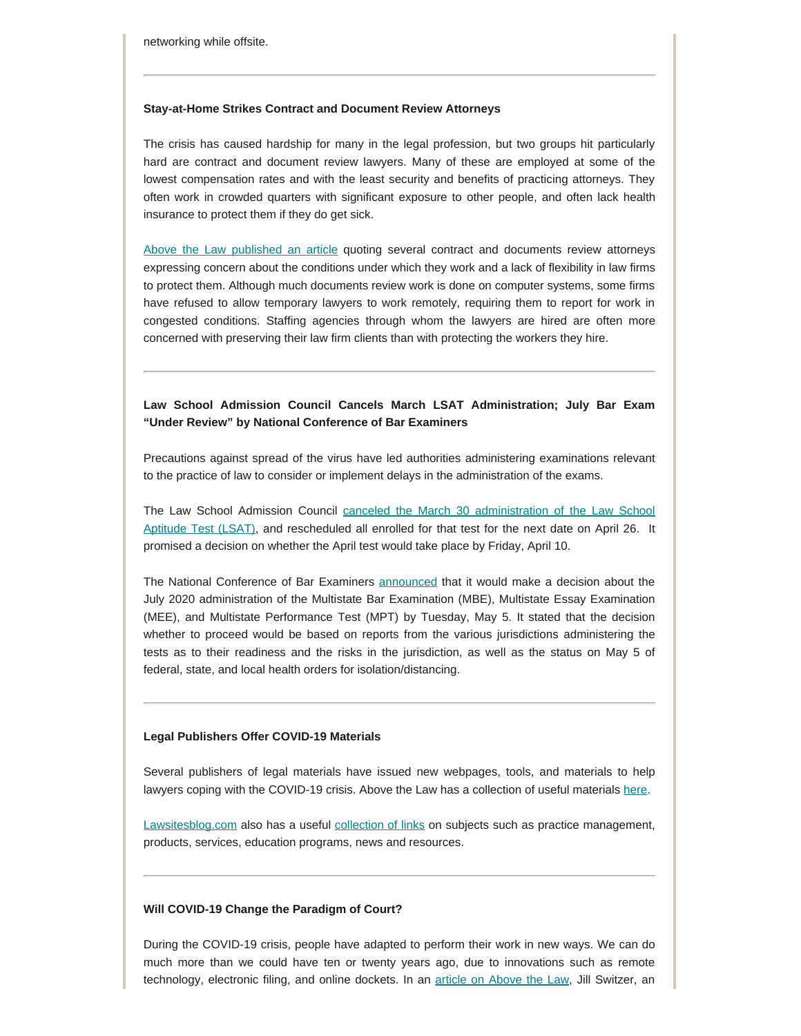networking while offsite.

---

**Stay-at-Home Strikes Contract and Document Review Attorneys**

The crisis has caused hardship for many in the legal profession, but two groups hit particularly hard are contract and document review lawyers. Many of these are employed at some of the lowest compensation rates and with the least security and benefits of practicing attorneys. They often work in crowded quarters with significant exposure to other people, and often lack health insurance to protect them if they do get sick.

Above the Law published an article quoting several contract and documents review attorneys expressing concern about the conditions under which they work and a lack of flexibility in law firms to protect them. Although much documents review work is done on computer systems, some firms have refused to allow temporary lawyers to work remotely, requiring them to report for work in congested conditions. Staffing agencies through whom the lawyers are hired are often more concerned with preserving their law firm clients than with protecting the workers they hire.

---

**Law School Admission Council Cancels March LSAT Administration; July Bar Exam "Under Review" by National Conference of Bar Examiners**

Precautions against spread of the virus have led authorities administering examinations relevant to the practice of law to consider or implement delays in the administration of the exams.

The Law School Admission Council canceled the March 30 administration of the Law School Aptitude Test (LSAT), and rescheduled all enrolled for that test for the next date on April 26. It promised a decision on whether the April test would take place by Friday, April 10.

The National Conference of Bar Examiners announced that it would make a decision about the July 2020 administration of the Multistate Bar Examination (MBE), Multistate Essay Examination (MEE), and Multistate Performance Test (MPT) by Tuesday, May 5. It stated that the decision whether to proceed would be based on reports from the various jurisdictions administering the tests as to their readiness and the risks in the jurisdiction, as well as the status on May 5 of federal, state, and local health orders for isolation/distancing.

---

**Legal Publishers Offer COVID-19 Materials**

Several publishers of legal materials have issued new webpages, tools, and materials to help lawyers coping with the COVID-19 crisis. Above the Law has a collection of useful materials here.

Lawsitesblog.com also has a useful collection of links on subjects such as practice management, products, services, education programs, news and resources.

---

**Will COVID-19 Change the Paradigm of Court?**

During the COVID-19 crisis, people have adapted to perform their work in new ways. We can do much more than we could have ten or twenty years ago, due to innovations such as remote technology, electronic filing, and online dockets. In an article on Above the Law, Jill Switzer, an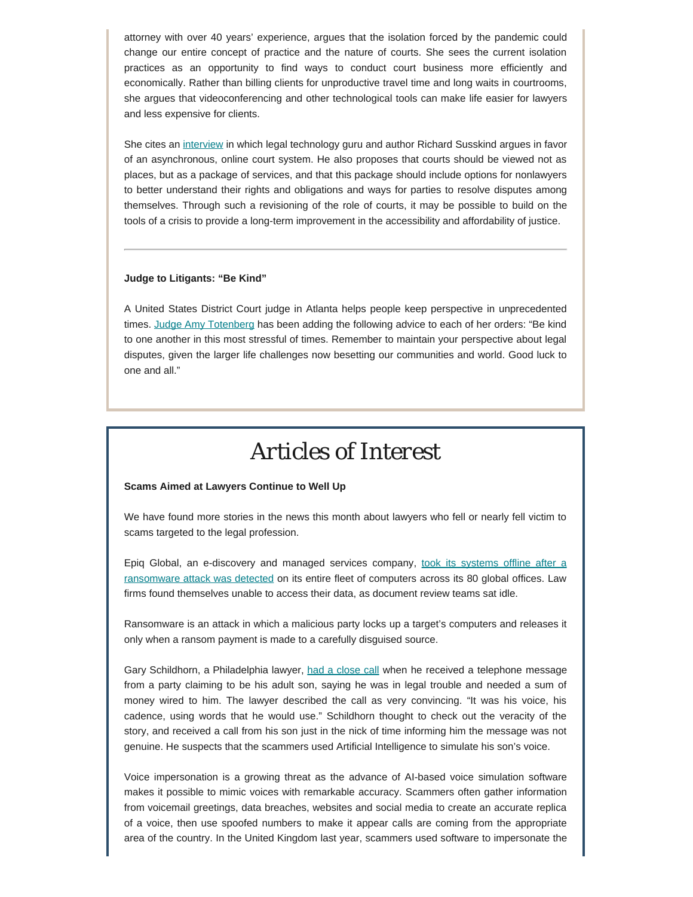attorney with over 40 years' experience, argues that the isolation forced by the pandemic could change our entire concept of practice and the nature of courts. She sees the current isolation practices as an opportunity to find ways to conduct court business more efficiently and economically. Rather than billing clients for unproductive travel time and long waits in courtrooms, she argues that videoconferencing and other technological tools can make life easier for lawyers and less expensive for clients.

She cites an interview in which legal technology guru and author Richard Susskind argues in favor of an asynchronous, online court system. He also proposes that courts should be viewed not as places, but as a package of services, and that this package should include options for nonlawyers to better understand their rights and obligations and ways for parties to resolve disputes among themselves. Through such a revisioning of the role of courts, it may be possible to build on the tools of a crisis to provide a long-term improvement in the accessibility and affordability of justice.

---

**Judge to Litigants: "Be Kind"**

A United States District Court judge in Atlanta helps people keep perspective in unprecedented times. Judge Amy Totenberg has been adding the following advice to each of her orders: "Be kind to one another in this most stressful of times. Remember to maintain your perspective about legal disputes, given the larger life challenges now besetting our communities and world. Good luck to one and all."

# Articles of Interest

**Scams Aimed at Lawyers Continue to Well Up**

We have found more stories in the news this month about lawyers who fell or nearly fell victim to scams targeted to the legal profession.

Epiq Global, an e-discovery and managed services company, took its systems offline after a ransomware attack was detected on its entire fleet of computers across its 80 global offices. Law firms found themselves unable to access their data, as document review teams sat idle.

Ransomware is an attack in which a malicious party locks up a target's computers and releases it only when a ransom payment is made to a carefully disguised source.

Gary Schildhorn, a Philadelphia lawyer, had a close call when he received a telephone message from a party claiming to be his adult son, saying he was in legal trouble and needed a sum of money wired to him. The lawyer described the call as very convincing. "It was his voice, his cadence, using words that he would use." Schildhorn thought to check out the veracity of the story, and received a call from his son just in the nick of time informing him the message was not genuine. He suspects that the scammers used Artificial Intelligence to simulate his son's voice.

Voice impersonation is a growing threat as the advance of AI-based voice simulation software makes it possible to mimic voices with remarkable accuracy. Scammers often gather information from voicemail greetings, data breaches, websites and social media to create an accurate replica of a voice, then use spoofed numbers to make it appear calls are coming from the appropriate area of the country. In the United Kingdom last year, scammers used software to impersonate the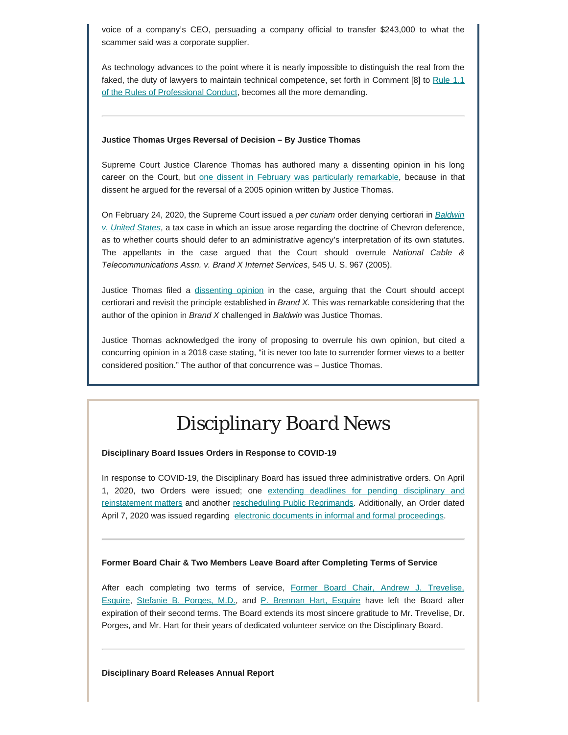voice of a company's CEO, persuading a company official to transfer $243,000 to what the scammer said was a corporate supplier.

As technology advances to the point where it is nearly impossible to distinguish the real from the faked, the duty of lawyers to maintain technical competence, set forth in Comment [8] to Rule 1.1 of the Rules of Professional Conduct, becomes all the more demanding.

---

**Justice Thomas Urges Reversal of Decision – By Justice Thomas**

Supreme Court Justice Clarence Thomas has authored many a dissenting opinion in his long career on the Court, but one dissent in February was particularly remarkable, because in that dissent he argued for the reversal of a 2005 opinion written by Justice Thomas.

On February 24, 2020, the Supreme Court issued a *per curiam* order denying certiorari in *Baldwin v. United States*, a tax case in which an issue arose regarding the doctrine of Chevron deference, as to whether courts should defer to an administrative agency's interpretation of its own statutes. The appellants in the case argued that the Court should overrule *National Cable & Telecommunications Assn. v. Brand X Internet Services*, 545 U. S. 967 (2005).

Justice Thomas filed a dissenting opinion in the case, arguing that the Court should accept certiorari and revisit the principle established in *Brand X.* This was remarkable considering that the author of the opinion in *Brand X* challenged in *Baldwin* was Justice Thomas.

Justice Thomas acknowledged the irony of proposing to overrule his own opinion, but cited a concurring opinion in a 2018 case stating, "it is never too late to surrender former views to a better considered position." The author of that concurrence was – Justice Thomas.

# Disciplinary Board News

**Disciplinary Board Issues Orders in Response to COVID-19**

In response to COVID-19, the Disciplinary Board has issued three administrative orders. On April 1, 2020, two Orders were issued; one extending deadlines for pending disciplinary and reinstatement matters and another rescheduling Public Reprimands. Additionally, an Order dated April 7, 2020 was issued regarding electronic documents in informal and formal proceedings.

---

**Former Board Chair & Two Members Leave Board after Completing Terms of Service**

After each completing two terms of service, Former Board Chair, Andrew J. Trevelise, Esquire, Stefanie B. Porges, M.D., and P. Brennan Hart, Esquire have left the Board after expiration of their second terms. The Board extends its most sincere gratitude to Mr. Trevelise, Dr. Porges, and Mr. Hart for their years of dedicated volunteer service on the Disciplinary Board.

---

**Disciplinary Board Releases Annual Report**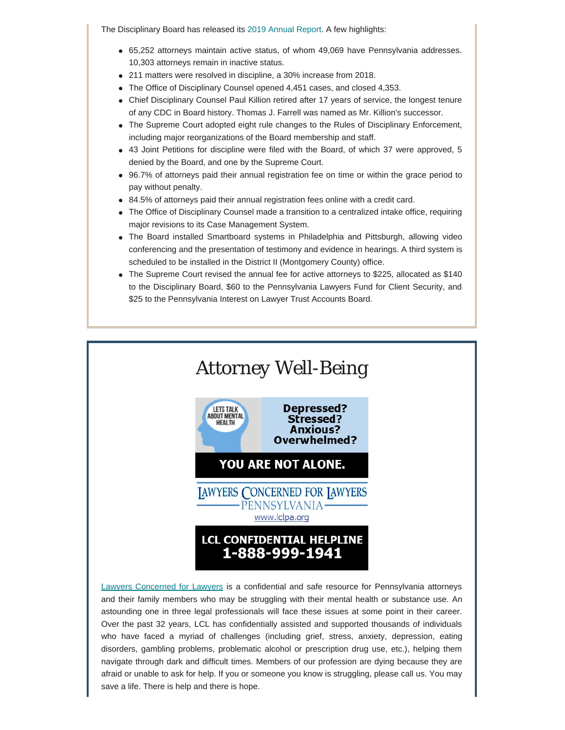The Disciplinary Board has released its 2019 Annual Report. A few highlights:

- 65,252 attorneys maintain active status, of whom 49,069 have Pennsylvania addresses. 10,303 attorneys remain in inactive status.
- 211 matters were resolved in discipline, a 30% increase from 2018.
- The Office of Disciplinary Counsel opened 4,451 cases, and closed 4,353.
- Chief Disciplinary Counsel Paul Killion retired after 17 years of service, the longest tenure of any CDC in Board history. Thomas J. Farrell was named as Mr. Killion's successor.
- The Supreme Court adopted eight rule changes to the Rules of Disciplinary Enforcement, including major reorganizations of the Board membership and staff.
- 43 Joint Petitions for discipline were filed with the Board, of which 37 were approved, 5 denied by the Board, and one by the Supreme Court.
- 96.7% of attorneys paid their annual registration fee on time or within the grace period to pay without penalty.
- 84.5% of attorneys paid their annual registration fees online with a credit card.
- The Office of Disciplinary Counsel made a transition to a centralized intake office, requiring major revisions to its Case Management System.
- The Board installed Smartboard systems in Philadelphia and Pittsburgh, allowing video conferencing and the presentation of testimony and evidence in hearings. A third system is scheduled to be installed in the District II (Montgomery County) office.
- The Supreme Court revised the annual fee for active attorneys to $225, allocated as $140 to the Disciplinary Board, $60 to the Pennsylvania Lawyers Fund for Client Security, and $25 to the Pennsylvania Interest on Lawyer Trust Accounts Board.

# Attorney Well-Being

LETS TALK ABOUT MENTAL HEALTH

**Depressed? Stressed? Anxious? Overwhelmed?**

**YOU ARE NOT ALONE.**

LAWYERS CONCERNED FOR LAWYERS PENNSYLVANIA

www.lclpa.org

**LCL CONFIDENTIAL HELPLINE 1-888-999-1941**

Lawyers Concerned for Lawyers is a confidential and safe resource for Pennsylvania attorneys and their family members who may be struggling with their mental health or substance use. An astounding one in three legal professionals will face these issues at some point in their career. Over the past 32 years, LCL has confidentially assisted and supported thousands of individuals who have faced a myriad of challenges (including grief, stress, anxiety, depression, eating disorders, gambling problems, problematic alcohol or prescription drug use, etc.), helping them navigate through dark and difficult times. Members of our profession are dying because they are afraid or unable to ask for help. If you or someone you know is struggling, please call us. You may save a life. There is help and there is hope.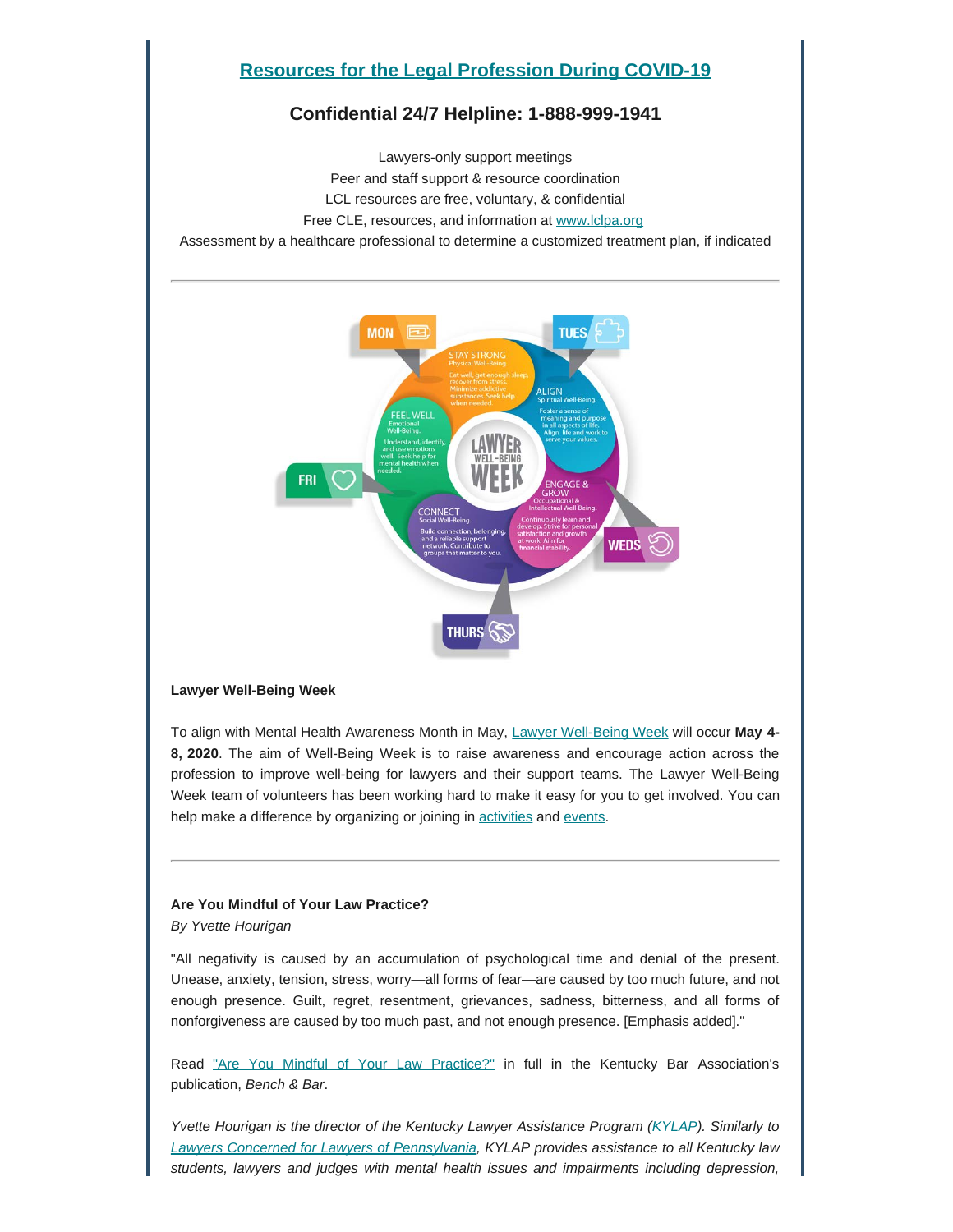## Resources for the Legal Profession During COVID-19

### Confidential 24/7 Helpline: 1-888-999-1941

Lawyers-only support meetings
Peer and staff support & resource coordination
LCL resources are free, voluntary, & confidential
Free CLE, resources, and information at www.lclpa.org
Assessment by a healthcare professional to determine a customized treatment plan, if indicated

---

MON — STAY STRONG Physical Well-Being. Eat well, get enough sleep, recover from stress. Minimize addictive substances. Seek help when needed.

TUES — ALIGN Spiritual Well-Being. Foster a sense of meaning and purpose in all aspects of life. Align life and work to serve your values.

WEDS — ENGAGE & GROW Occupational & Intellectual Well-Being. Continuously learn and develop. Strive for personal satisfaction and growth at work. Aim for financial stability.

THURS — CONNECT Social Well-Being. Build connection, belonging, and a reliable support network. Contribute to groups that matter to you.

FRI — FEEL WELL Emotional Well-Being. Understand, identify, and use emotions well. Seek help for mental health when needed.

LAWYER WELL-BEING WEEK

**Lawyer Well-Being Week**

To align with Mental Health Awareness Month in May, Lawyer Well-Being Week will occur **May 4-8, 2020**. The aim of Well-Being Week is to raise awareness and encourage action across the profession to improve well-being for lawyers and their support teams. The Lawyer Well-Being Week team of volunteers has been working hard to make it easy for you to get involved. You can help make a difference by organizing or joining in activities and events.

---

**Are You Mindful of Your Law Practice?**
*By Yvette Hourigan*

"All negativity is caused by an accumulation of psychological time and denial of the present. Unease, anxiety, tension, stress, worry—all forms of fear—are caused by too much future, and not enough presence. Guilt, regret, resentment, grievances, sadness, bitterness, and all forms of nonforgiveness are caused by too much past, and not enough presence. [Emphasis added]."

Read "Are You Mindful of Your Law Practice?" in full in the Kentucky Bar Association's publication, *Bench & Bar*.

*Yvette Hourigan is the director of the Kentucky Lawyer Assistance Program (KYLAP). Similarly to Lawyers Concerned for Lawyers of Pennsylvania, KYLAP provides assistance to all Kentucky law students, lawyers and judges with mental health issues and impairments including depression,*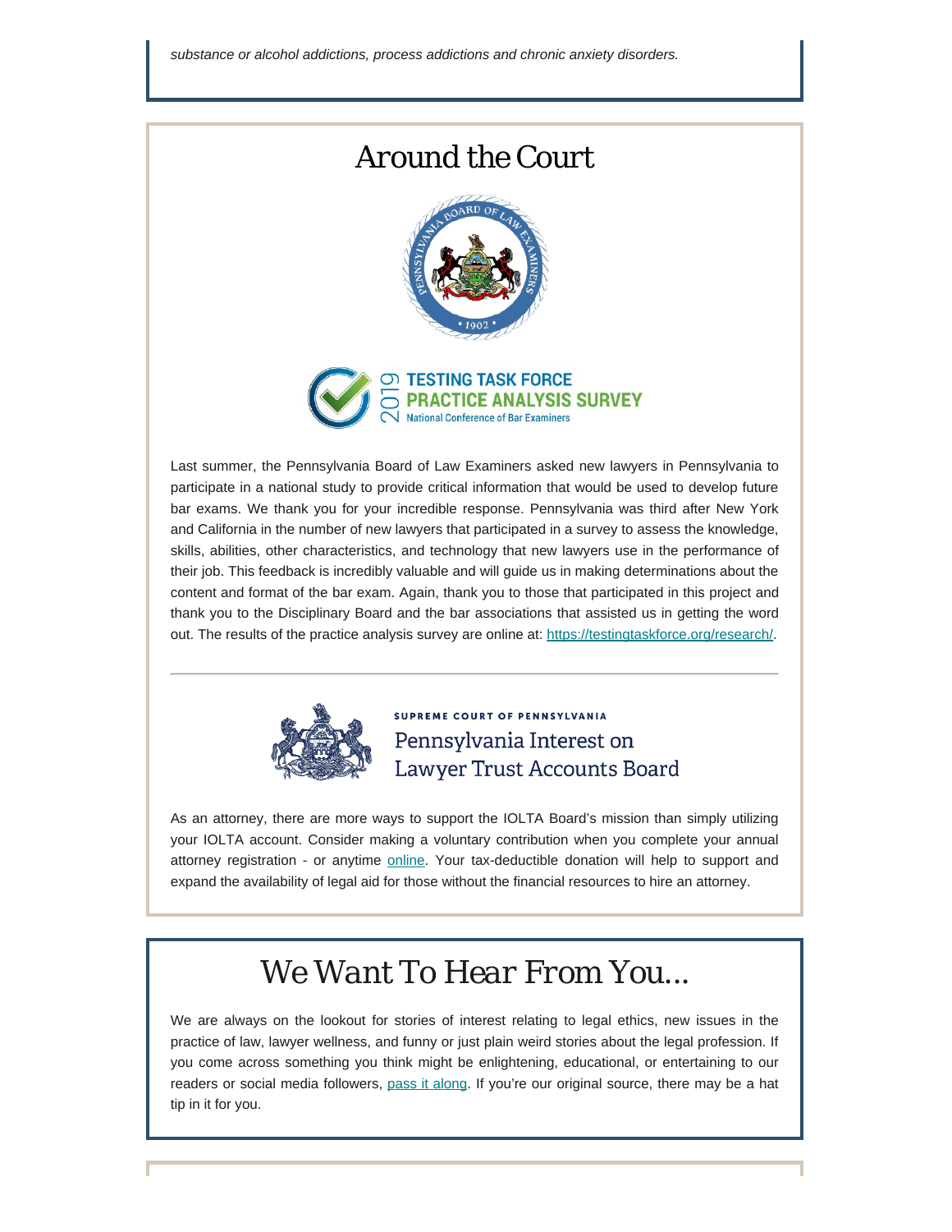*substance or alcohol addictions, process addictions and chronic anxiety disorders.*

## Around the Court

TESTING TASK FORCE
PRACTICE ANALYSIS SURVEY
National Conference of Bar Examiners

Last summer, the Pennsylvania Board of Law Examiners asked new lawyers in Pennsylvania to participate in a national study to provide critical information that would be used to develop future bar exams. We thank you for your incredible response. Pennsylvania was third after New York and California in the number of new lawyers that participated in a survey to assess the knowledge, skills, abilities, other characteristics, and technology that new lawyers use in the performance of their job. This feedback is incredibly valuable and will guide us in making determinations about the content and format of the bar exam. Again, thank you to those that participated in this project and thank you to the Disciplinary Board and the bar associations that assisted us in getting the word out. The results of the practice analysis survey are online at: https://testingtaskforce.org/research/.

---

SUPREME COURT OF PENNSYLVANIA
Pennsylvania Interest on Lawyer Trust Accounts Board

As an attorney, there are more ways to support the IOLTA Board's mission than simply utilizing your IOLTA account. Consider making a voluntary contribution when you complete your annual attorney registration - or anytime online. Your tax-deductible donation will help to support and expand the availability of legal aid for those without the financial resources to hire an attorney.

## We Want To Hear From You...

We are always on the lookout for stories of interest relating to legal ethics, new issues in the practice of law, lawyer wellness, and funny or just plain weird stories about the legal profession. If you come across something you think might be enlightening, educational, or entertaining to our readers or social media followers, pass it along. If you're our original source, there may be a hat tip in it for you.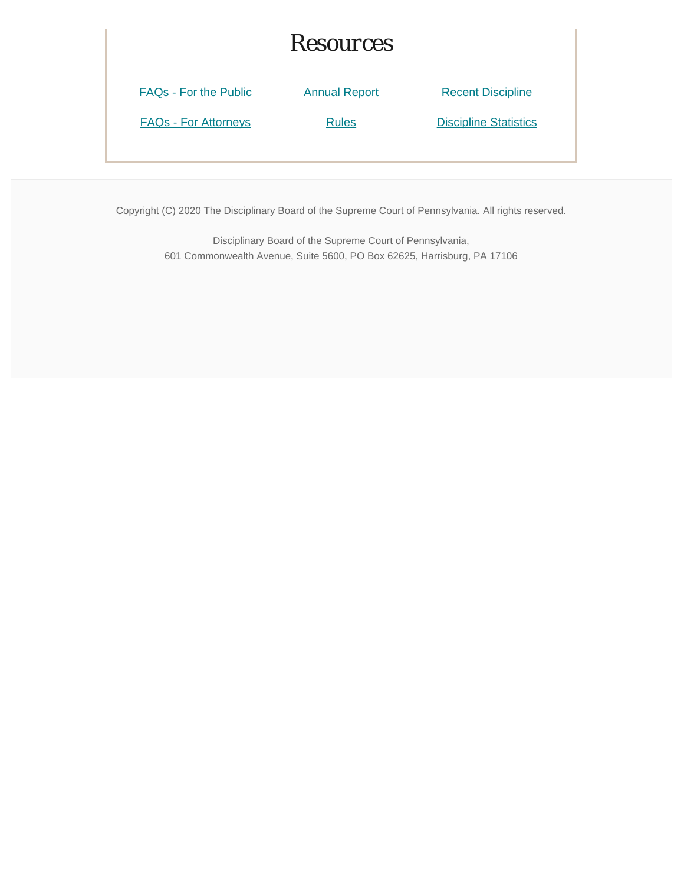# Resources

FAQs - For the Public

Annual Report

Recent Discipline

FAQs - For Attorneys

Rules

Discipline Statistics

Copyright (C) 2020 The Disciplinary Board of the Supreme Court of Pennsylvania. All rights reserved.

Disciplinary Board of the Supreme Court of Pennsylvania,
601 Commonwealth Avenue, Suite 5600, PO Box 62625, Harrisburg, PA 17106